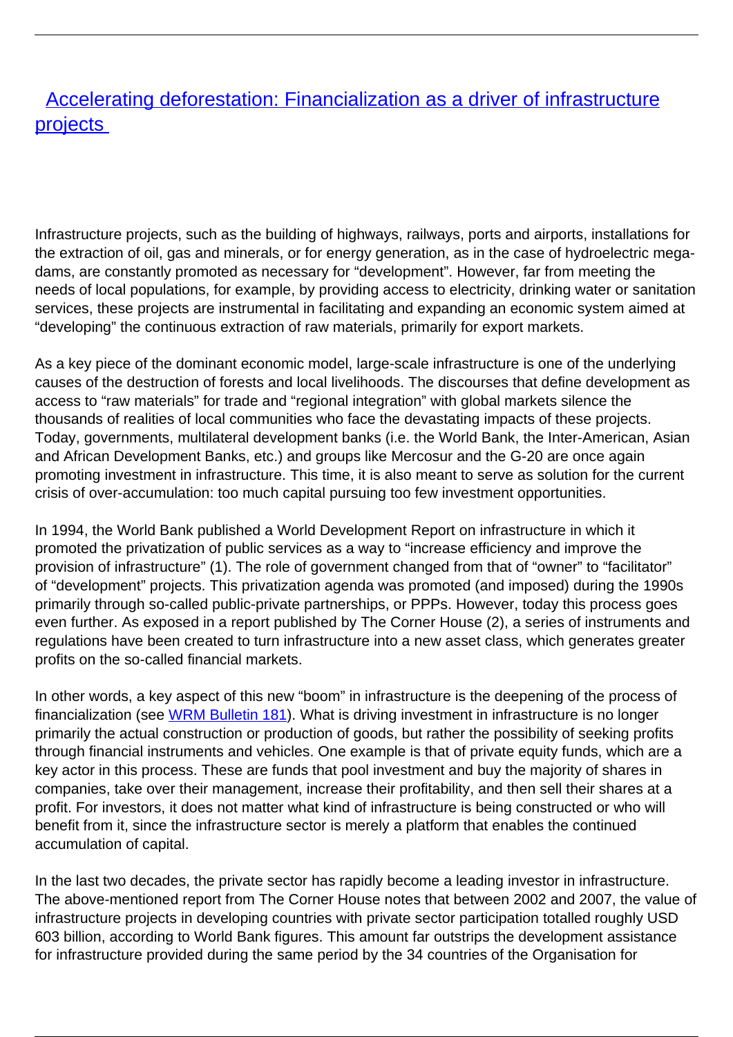# [Accelerating deforestation: Financialization as a driver of infrastructure projects]

Infrastructure projects, such as the building of highways, railways, ports and airports, installations for the extraction of oil, gas and minerals, or for energy generation, as in the case of hydroelectric mega-dams, are constantly promoted as necessary for "development". However, far from meeting the needs of local populations, for example, by providing access to electricity, drinking water or sanitation services, these projects are instrumental in facilitating and expanding an economic system aimed at "developing" the continuous extraction of raw materials, primarily for export markets.

As a key piece of the dominant economic model, large-scale infrastructure is one of the underlying causes of the destruction of forests and local livelihoods. The discourses that define development as access to "raw materials" for trade and "regional integration" with global markets silence the thousands of realities of local communities who face the devastating impacts of these projects. Today, governments, multilateral development banks (i.e. the World Bank, the Inter-American, Asian and African Development Banks, etc.) and groups like Mercosur and the G-20 are once again promoting investment in infrastructure. This time, it is also meant to serve as solution for the current crisis of over-accumulation: too much capital pursuing too few investment opportunities.

In 1994, the World Bank published a World Development Report on infrastructure in which it promoted the privatization of public services as a way to "increase efficiency and improve the provision of infrastructure" (1). The role of government changed from that of "owner" to "facilitator" of "development" projects. This privatization agenda was promoted (and imposed) during the 1990s primarily through so-called public-private partnerships, or PPPs. However, today this process goes even further. As exposed in a report published by The Corner House (2), a series of instruments and regulations have been created to turn infrastructure into a new asset class, which generates greater profits on the so-called financial markets.

In other words, a key aspect of this new "boom" in infrastructure is the deepening of the process of financialization (see [WRM Bulletin 181]). What is driving investment in infrastructure is no longer primarily the actual construction or production of goods, but rather the possibility of seeking profits through financial instruments and vehicles. One example is that of private equity funds, which are a key actor in this process. These are funds that pool investment and buy the majority of shares in companies, take over their management, increase their profitability, and then sell their shares at a profit. For investors, it does not matter what kind of infrastructure is being constructed or who will benefit from it, since the infrastructure sector is merely a platform that enables the continued accumulation of capital.

In the last two decades, the private sector has rapidly become a leading investor in infrastructure. The above-mentioned report from The Corner House notes that between 2002 and 2007, the value of infrastructure projects in developing countries with private sector participation totalled roughly USD 603 billion, according to World Bank figures. This amount far outstrips the development assistance for infrastructure provided during the same period by the 34 countries of the Organisation for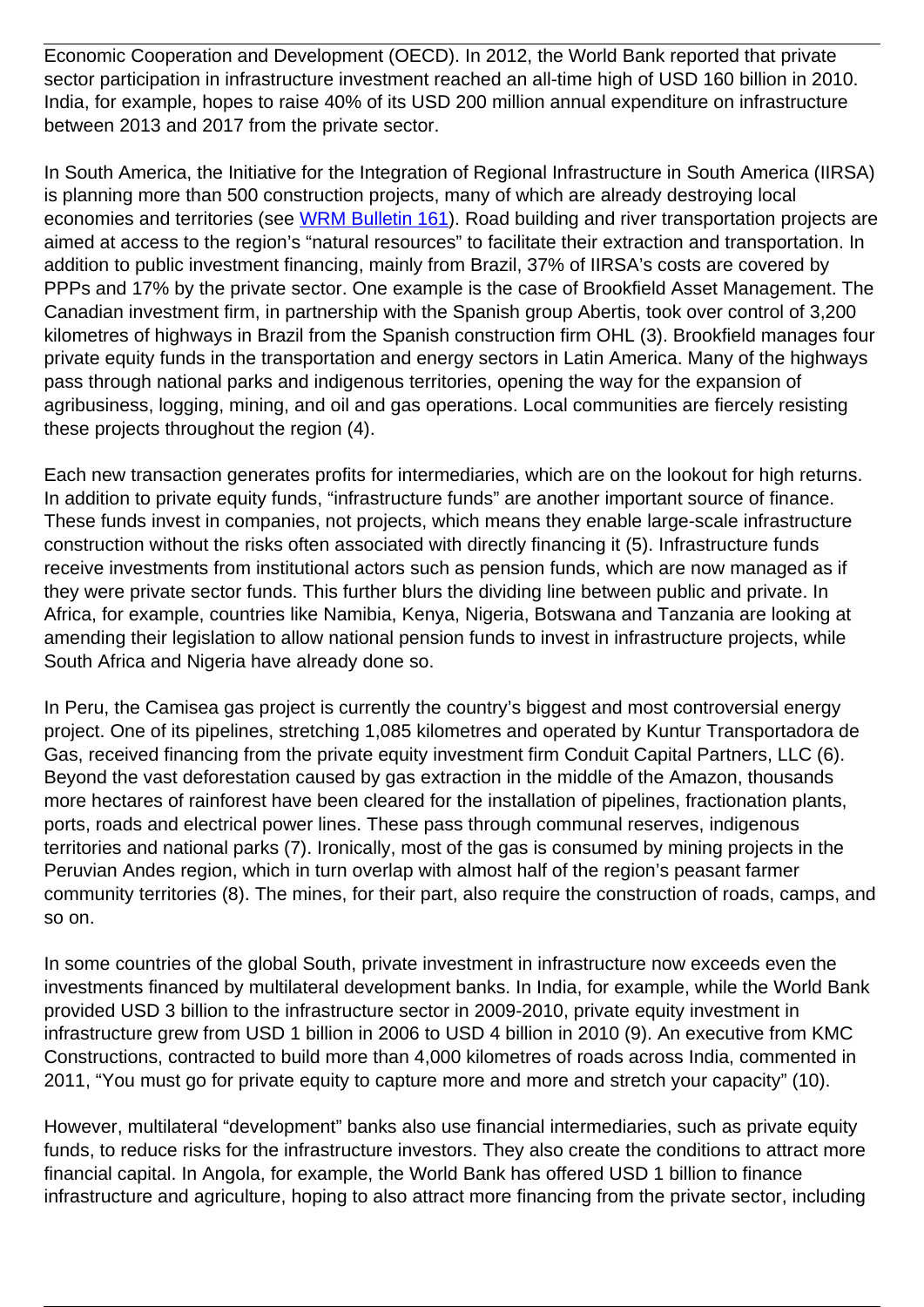Economic Cooperation and Development (OECD). In 2012, the World Bank reported that private sector participation in infrastructure investment reached an all-time high of USD 160 billion in 2010. India, for example, hopes to raise 40% of its USD 200 million annual expenditure on infrastructure between 2013 and 2017 from the private sector.

In South America, the Initiative for the Integration of Regional Infrastructure in South America (IIRSA) is planning more than 500 construction projects, many of which are already destroying local economies and territories (see WRM Bulletin 161). Road building and river transportation projects are aimed at access to the region's "natural resources" to facilitate their extraction and transportation. In addition to public investment financing, mainly from Brazil, 37% of IIRSA's costs are covered by PPPs and 17% by the private sector. One example is the case of Brookfield Asset Management. The Canadian investment firm, in partnership with the Spanish group Abertis, took over control of 3,200 kilometres of highways in Brazil from the Spanish construction firm OHL (3). Brookfield manages four private equity funds in the transportation and energy sectors in Latin America. Many of the highways pass through national parks and indigenous territories, opening the way for the expansion of agribusiness, logging, mining, and oil and gas operations. Local communities are fiercely resisting these projects throughout the region (4).

Each new transaction generates profits for intermediaries, which are on the lookout for high returns. In addition to private equity funds, "infrastructure funds" are another important source of finance. These funds invest in companies, not projects, which means they enable large-scale infrastructure construction without the risks often associated with directly financing it (5). Infrastructure funds receive investments from institutional actors such as pension funds, which are now managed as if they were private sector funds. This further blurs the dividing line between public and private. In Africa, for example, countries like Namibia, Kenya, Nigeria, Botswana and Tanzania are looking at amending their legislation to allow national pension funds to invest in infrastructure projects, while South Africa and Nigeria have already done so.

In Peru, the Camisea gas project is currently the country's biggest and most controversial energy project. One of its pipelines, stretching 1,085 kilometres and operated by Kuntur Transportadora de Gas, received financing from the private equity investment firm Conduit Capital Partners, LLC (6). Beyond the vast deforestation caused by gas extraction in the middle of the Amazon, thousands more hectares of rainforest have been cleared for the installation of pipelines, fractionation plants, ports, roads and electrical power lines. These pass through communal reserves, indigenous territories and national parks (7). Ironically, most of the gas is consumed by mining projects in the Peruvian Andes region, which in turn overlap with almost half of the region's peasant farmer community territories (8). The mines, for their part, also require the construction of roads, camps, and so on.

In some countries of the global South, private investment in infrastructure now exceeds even the investments financed by multilateral development banks. In India, for example, while the World Bank provided USD 3 billion to the infrastructure sector in 2009-2010, private equity investment in infrastructure grew from USD 1 billion in 2006 to USD 4 billion in 2010 (9). An executive from KMC Constructions, contracted to build more than 4,000 kilometres of roads across India, commented in 2011, "You must go for private equity to capture more and more and stretch your capacity" (10).

However, multilateral "development" banks also use financial intermediaries, such as private equity funds, to reduce risks for the infrastructure investors. They also create the conditions to attract more financial capital. In Angola, for example, the World Bank has offered USD 1 billion to finance infrastructure and agriculture, hoping to also attract more financing from the private sector, including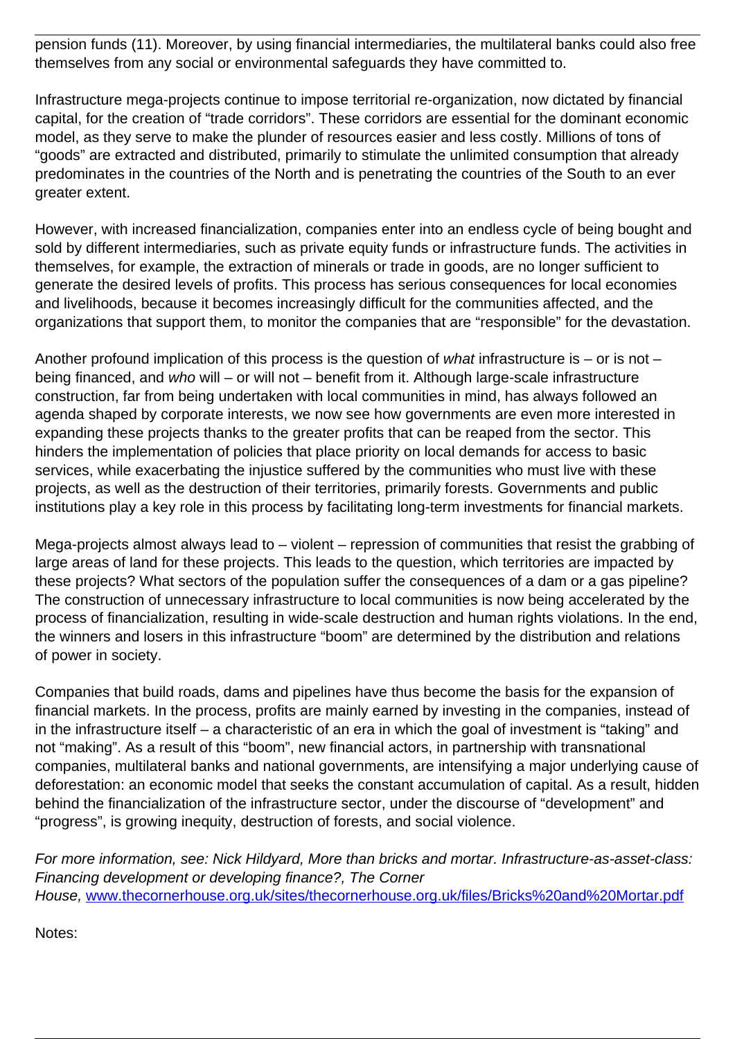pension funds (11). Moreover, by using financial intermediaries, the multilateral banks could also free themselves from any social or environmental safeguards they have committed to.

Infrastructure mega-projects continue to impose territorial re-organization, now dictated by financial capital, for the creation of "trade corridors". These corridors are essential for the dominant economic model, as they serve to make the plunder of resources easier and less costly. Millions of tons of "goods" are extracted and distributed, primarily to stimulate the unlimited consumption that already predominates in the countries of the North and is penetrating the countries of the South to an ever greater extent.

However, with increased financialization, companies enter into an endless cycle of being bought and sold by different intermediaries, such as private equity funds or infrastructure funds. The activities in themselves, for example, the extraction of minerals or trade in goods, are no longer sufficient to generate the desired levels of profits. This process has serious consequences for local economies and livelihoods, because it becomes increasingly difficult for the communities affected, and the organizations that support them, to monitor the companies that are "responsible" for the devastation.

Another profound implication of this process is the question of *what* infrastructure is – or is not – being financed, and *who* will – or will not – benefit from it. Although large-scale infrastructure construction, far from being undertaken with local communities in mind, has always followed an agenda shaped by corporate interests, we now see how governments are even more interested in expanding these projects thanks to the greater profits that can be reaped from the sector. This hinders the implementation of policies that place priority on local demands for access to basic services, while exacerbating the injustice suffered by the communities who must live with these projects, as well as the destruction of their territories, primarily forests. Governments and public institutions play a key role in this process by facilitating long-term investments for financial markets.

Mega-projects almost always lead to – violent – repression of communities that resist the grabbing of large areas of land for these projects. This leads to the question, which territories are impacted by these projects? What sectors of the population suffer the consequences of a dam or a gas pipeline? The construction of unnecessary infrastructure to local communities is now being accelerated by the process of financialization, resulting in wide-scale destruction and human rights violations. In the end, the winners and losers in this infrastructure "boom" are determined by the distribution and relations of power in society.

Companies that build roads, dams and pipelines have thus become the basis for the expansion of financial markets. In the process, profits are mainly earned by investing in the companies, instead of in the infrastructure itself – a characteristic of an era in which the goal of investment is "taking" and not "making". As a result of this "boom", new financial actors, in partnership with transnational companies, multilateral banks and national governments, are intensifying a major underlying cause of deforestation: an economic model that seeks the constant accumulation of capital. As a result, hidden behind the financialization of the infrastructure sector, under the discourse of "development" and "progress", is growing inequity, destruction of forests, and social violence.

*For more information, see: Nick Hildyard, More than bricks and mortar. Infrastructure-as-asset-class: Financing development or developing finance?, The Corner House,* [www.thecornerhouse.org.uk/sites/thecornerhouse.org.uk/files/Bricks%20and%20Mortar.pdf](www.thecornerhouse.org.uk/sites/thecornerhouse.org.uk/files/Bricks%20and%20Mortar.pdf)

Notes: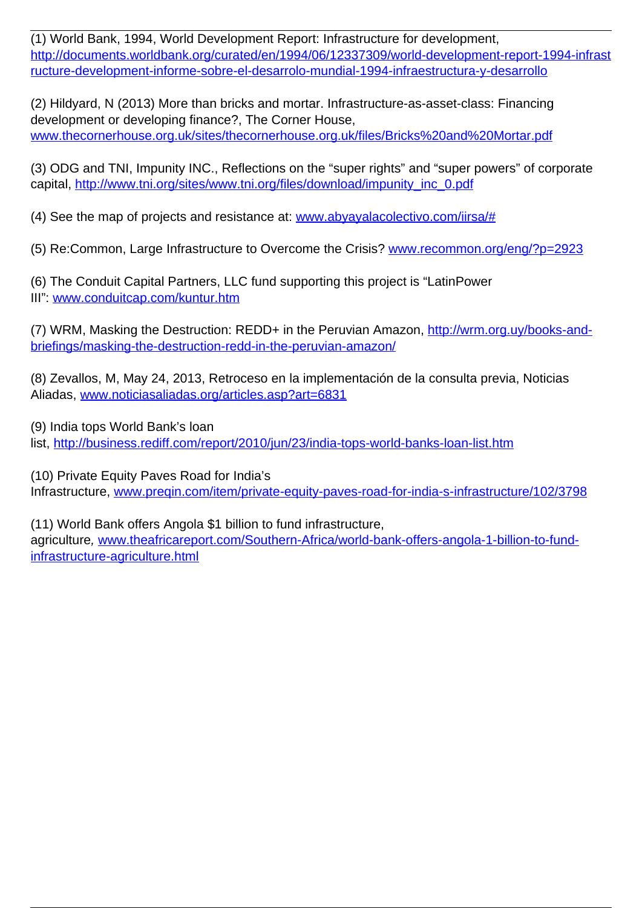(1) World Bank, 1994, World Development Report: Infrastructure for development, http://documents.worldbank.org/curated/en/1994/06/12337309/world-development-report-1994-infrastructure-development-informe-sobre-el-desarrolo-mundial-1994-infraestructura-y-desarrollo

(2) Hildyard, N (2013) More than bricks and mortar. Infrastructure-as-asset-class: Financing development or developing finance?, The Corner House, www.thecornerhouse.org.uk/sites/thecornerhouse.org.uk/files/Bricks%20and%20Mortar.pdf

(3) ODG and TNI, Impunity INC., Reflections on the “super rights” and “super powers” of corporate capital, http://www.tni.org/sites/www.tni.org/files/download/impunity_inc_0.pdf

(4) See the map of projects and resistance at: www.abyayalacolectivo.com/iirsa/#

(5) Re:Common, Large Infrastructure to Overcome the Crisis? www.recommon.org/eng/?p=2923

(6) The Conduit Capital Partners, LLC fund supporting this project is “LatinPower III”: www.conduitcap.com/kuntur.htm

(7) WRM, Masking the Destruction: REDD+ in the Peruvian Amazon, http://wrm.org.uy/books-and-briefings/masking-the-destruction-redd-in-the-peruvian-amazon/

(8) Zevallos, M, May 24, 2013, Retroceso en la implementación de la consulta previa, Noticias Aliadas, www.noticiasaliadas.org/articles.asp?art=6831

(9) India tops World Bank’s loan list, http://business.rediff.com/report/2010/jun/23/india-tops-world-banks-loan-list.htm

(10) Private Equity Paves Road for India’s Infrastructure, www.preqin.com/item/private-equity-paves-road-for-india-s-infrastructure/102/3798

(11) World Bank offers Angola $1 billion to fund infrastructure, agriculture, www.theafricareport.com/Southern-Africa/world-bank-offers-angola-1-billion-to-fund-infrastructure-agriculture.html